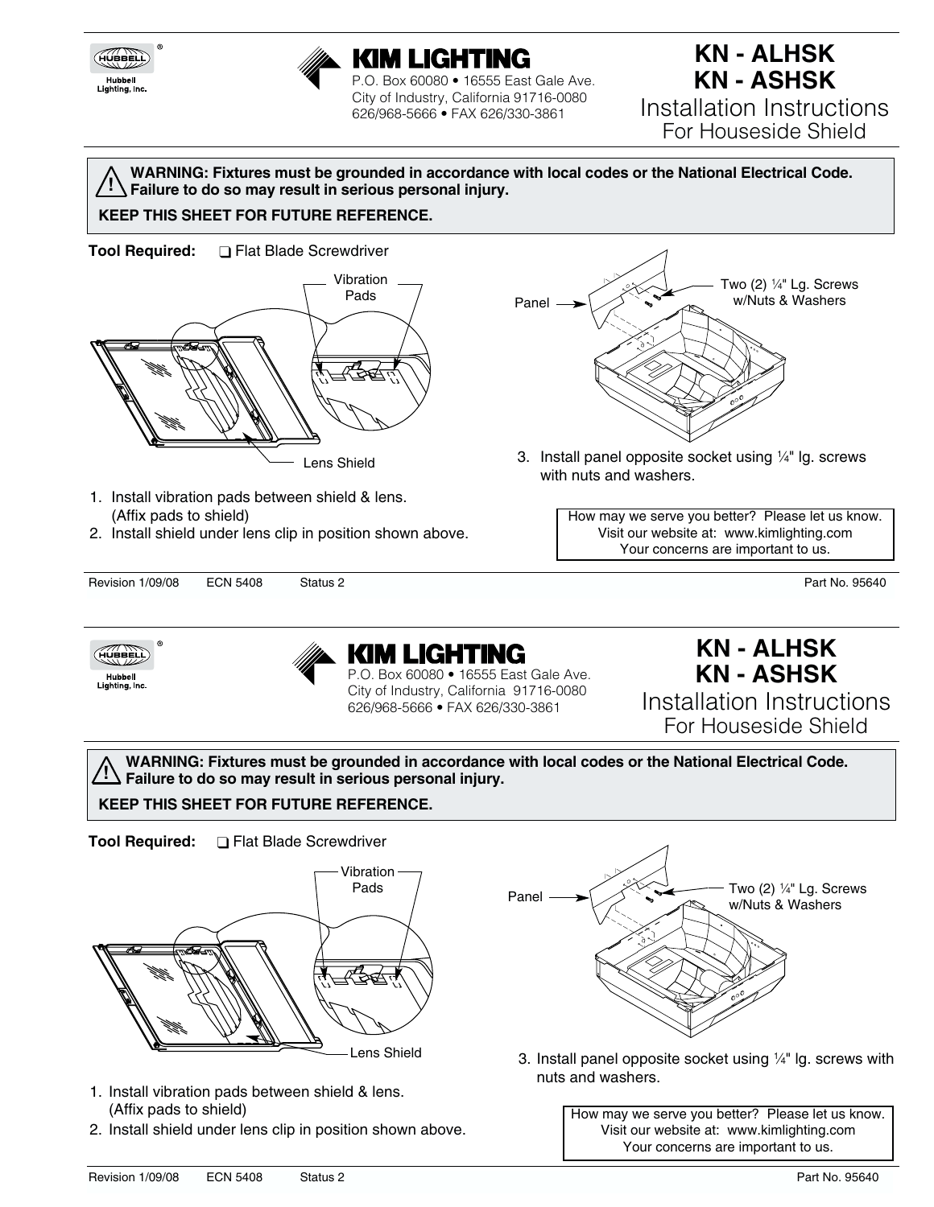Hubbell Lighting, Inc.

# KIM LIGHTING

P.O. Box 60080 • 16555 East Gale Ave.
City of Industry, California 91716-0080
626/968-5666 • FAX 626/330-3861

# KN - ALHSK
# KN - ASHSK
## Installation Instructions
### For Houseside Shield

**WARNING: Fixtures must be grounded in accordance with local codes or the National Electrical Code. Failure to do so may result in serious personal injury.**

**KEEP THIS SHEET FOR FUTURE REFERENCE.**

**Tool Required:** ❑ Flat Blade Screwdriver

Vibration Pads

Lens Shield

Panel

Two (2) ¼" Lg. Screws w/Nuts & Washers

1. Install vibration pads between shield & lens. (Affix pads to shield)
2. Install shield under lens clip in position shown above.
3. Install panel opposite socket using ¼" lg. screws with nuts and washers.

How may we serve you better? Please let us know.
Visit our website at: www.kimlighting.com
Your concerns are important to us.

Revision 1/09/08 ECN 5408 Status 2 Part No. 95640

Hubbell Lighting, Inc.

# KIM LIGHTING

P.O. Box 60080 • 16555 East Gale Ave.
City of Industry, California 91716-0080
626/968-5666 • FAX 626/330-3861

# KN - ALHSK
# KN - ASHSK
## Installation Instructions
### For Houseside Shield

**WARNING: Fixtures must be grounded in accordance with local codes or the National Electrical Code. Failure to do so may result in serious personal injury.**

**KEEP THIS SHEET FOR FUTURE REFERENCE.**

**Tool Required:** ❑ Flat Blade Screwdriver

Vibration Pads

Lens Shield

Panel

Two (2) ¼" Lg. Screws w/Nuts & Washers

1. Install vibration pads between shield & lens. (Affix pads to shield)
2. Install shield under lens clip in position shown above.
3. Install panel opposite socket using ¼" lg. screws with nuts and washers.

How may we serve you better? Please let us know.
Visit our website at: www.kimlighting.com
Your concerns are important to us.

Revision 1/09/08 ECN 5408 Status 2 Part No. 95640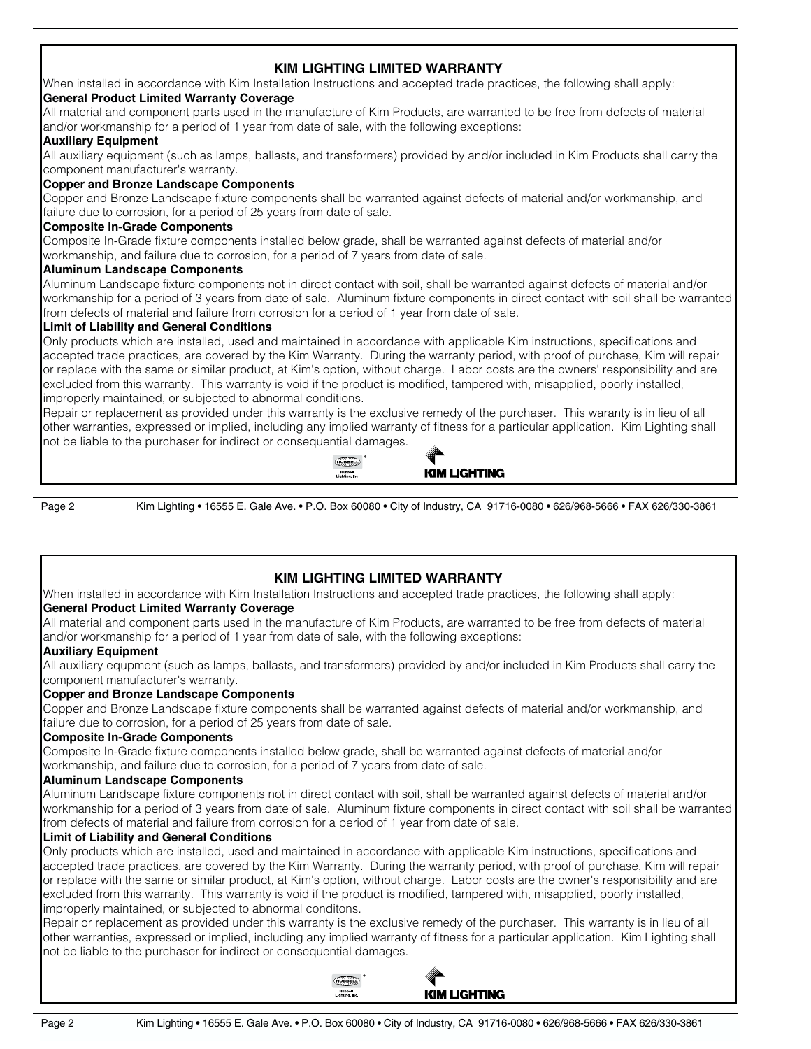## KIM LIGHTING LIMITED WARRANTY

When installed in accordance with Kim Installation Instructions and accepted trade practices, the following shall apply:

**General Product Limited Warranty Coverage**

All material and component parts used in the manufacture of Kim Products, are warranted to be free from defects of material and/or workmanship for a period of 1 year from date of sale, with the following exceptions:

**Auxiliary Equipment**

All auxiliary equipment (such as lamps, ballasts, and transformers) provided by and/or included in Kim Products shall carry the component manufacturer's warranty.

**Copper and Bronze Landscape Components**

Copper and Bronze Landscape fixture components shall be warranted against defects of material and/or workmanship, and failure due to corrosion, for a period of 25 years from date of sale.

**Composite In-Grade Components**

Composite In-Grade fixture components installed below grade, shall be warranted against defects of material and/or workmanship, and failure due to corrosion, for a period of 7 years from date of sale.

**Aluminum Landscape Components**

Aluminum Landscape fixture components not in direct contact with soil, shall be warranted against defects of material and/or workmanship for a period of 3 years from date of sale. Aluminum fixture components in direct contact with soil shall be warranted from defects of material and failure from corrosion for a period of 1 year from date of sale.

**Limit of Liability and General Conditions**

Only products which are installed, used and maintained in accordance with applicable Kim instructions, specifications and accepted trade practices, are covered by the Kim Warranty. During the warranty period, with proof of purchase, Kim will repair or replace with the same or similar product, at Kim's option, without charge. Labor costs are the owners' responsibility and are excluded from this warranty. This warranty is void if the product is modified, tampered with, misapplied, poorly installed, improperly maintained, or subjected to abnormal conditions.

Repair or replacement as provided under this warranty is the exclusive remedy of the purchaser. This waranty is in lieu of all other warranties, expressed or implied, including any implied warranty of fitness for a particular application. Kim Lighting shall not be liable to the purchaser for indirect or consequential damages.

Hubbell Lighting, Inc.

KIM LIGHTING

## KIM LIGHTING LIMITED WARRANTY

When installed in accordance with Kim Installation Instructions and accepted trade practices, the following shall apply:

**General Product Limited Warranty Coverage**

All material and component parts used in the manufacture of Kim Products, are warranted to be free from defects of material and/or workmanship for a period of 1 year from date of sale, with the following exceptions:

**Auxiliary Equipment**

All auxiliary equpment (such as lamps, ballasts, and transformers) provided by and/or included in Kim Products shall carry the component manufacturer's warranty.

**Copper and Bronze Landscape Components**

Copper and Bronze Landscape fixture components shall be warranted against defects of material and/or workmanship, and failure due to corrosion, for a period of 25 years from date of sale.

**Composite In-Grade Components**

Composite In-Grade fixture components installed below grade, shall be warranted against defects of material and/or workmanship, and failure due to corrosion, for a period of 7 years from date of sale.

**Aluminum Landscape Components**

Aluminum Landscape fixture components not in direct contact with soil, shall be warranted against defects of material and/or workmanship for a period of 3 years from date of sale. Aluminum fixture components in direct contact with soil shall be warranted from defects of material and failure from corrosion for a period of 1 year from date of sale.

**Limit of Liability and General Conditions**

Only products which are installed, used and maintained in accordance with applicable Kim instructions, specifications and accepted trade practices, are covered by the Kim Warranty. During the warranty period, with proof of purchase, Kim will repair or replace with the same or similar product, at Kim's option, without charge. Labor costs are the owner's responsibility and are excluded from this warranty. This warranty is void if the product is modified, tampered with, misapplied, poorly installed, improperly maintained, or subjected to abnormal conditons.

Repair or replacement as provided under this warranty is the exclusive remedy of the purchaser. This waranty is in lieu of all other warranties, expressed or implied, including any implied warranty of fitness for a particular application. Kim Lighting shall not be liable to the purchaser for indirect or consequential damages.

Hubbell Lighting, Inc.

KIM LIGHTING